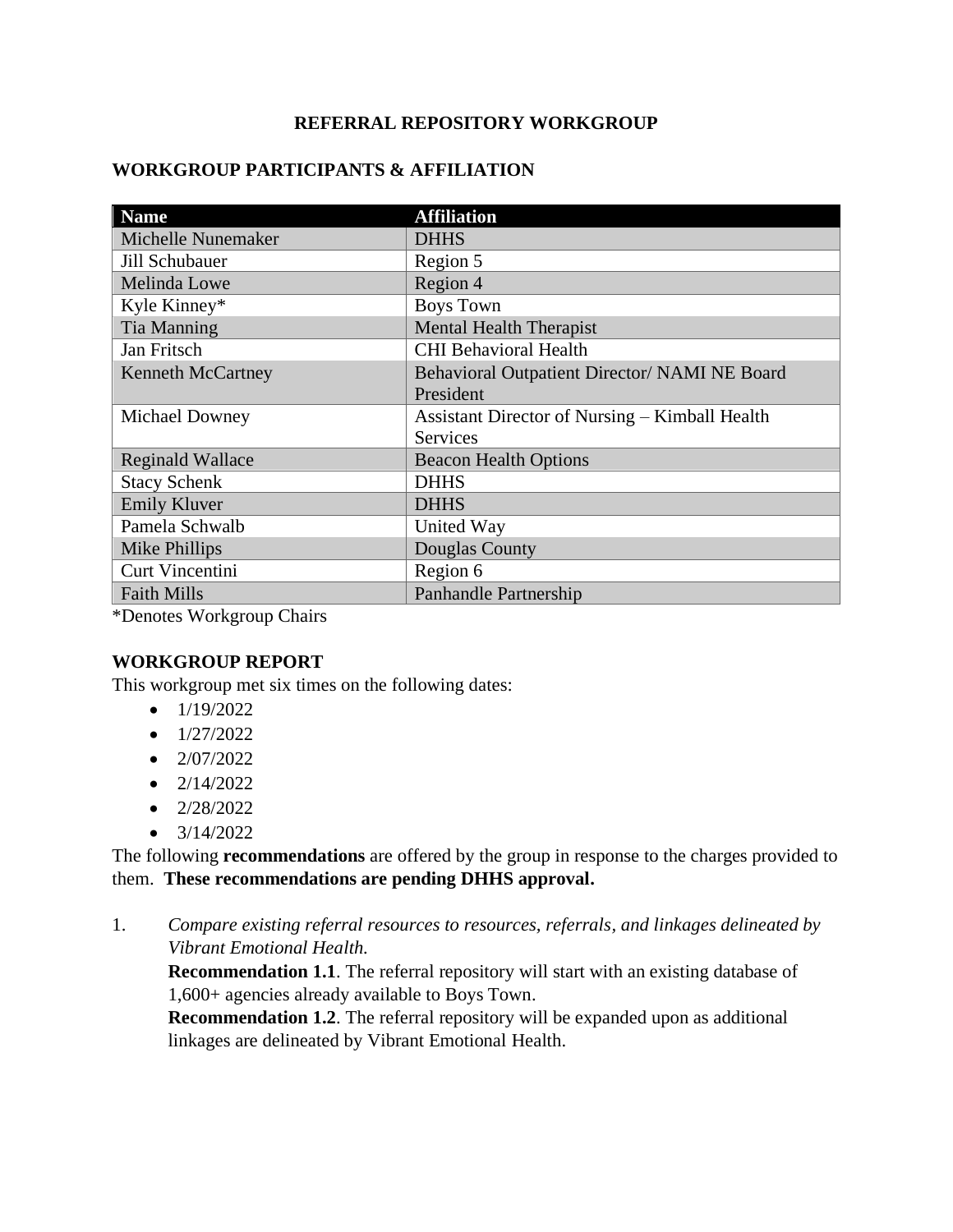# REFERRAL REPOSITORY WORKGROUP

## WORKGROUP PARTICIPANTS & AFFILIATION

| Name | Affiliation |
|---|---|
| Michelle Nunemaker | DHHS |
| Jill Schubauer | Region 5 |
| Melinda Lowe | Region 4 |
| Kyle Kinney* | Boys Town |
| Tia Manning | Mental Health Therapist |
| Jan Fritsch | CHI Behavioral Health |
| Kenneth McCartney | Behavioral Outpatient Director/ NAMI NE Board President |
| Michael Downey | Assistant Director of Nursing – Kimball Health Services |
| Reginald Wallace | Beacon Health Options |
| Stacy Schenk | DHHS |
| Emily Kluver | DHHS |
| Pamela Schwalb | United Way |
| Mike Phillips | Douglas County |
| Curt Vincentini | Region 6 |
| Faith Mills | Panhandle Partnership |

*Denotes Workgroup Chairs

## WORKGROUP REPORT

This workgroup met six times on the following dates:

- 1/19/2022
- 1/27/2022
- 2/07/2022
- 2/14/2022
- 2/28/2022
- 3/14/2022

The following **recommendations** are offered by the group in response to the charges provided to them. **These recommendations are pending DHHS approval.**

1. *Compare existing referral resources to resources, referrals, and linkages delineated by Vibrant Emotional Health.*

   **Recommendation 1.1**. The referral repository will start with an existing database of 1,600+ agencies already available to Boys Town.

   **Recommendation 1.2**. The referral repository will be expanded upon as additional linkages are delineated by Vibrant Emotional Health.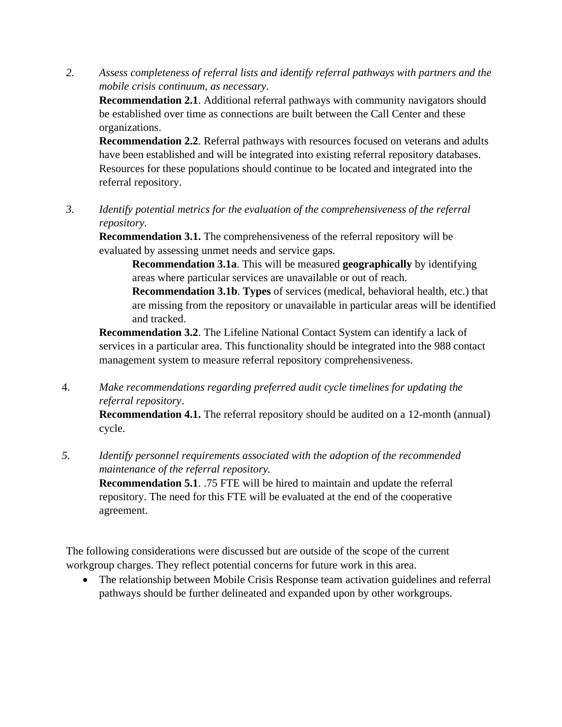2. *Assess completeness of referral lists and identify referral pathways with partners and the mobile crisis continuum, as necessary*.

   **Recommendation 2.1**. Additional referral pathways with community navigators should be established over time as connections are built between the Call Center and these organizations.

   **Recommendation 2.2**. Referral pathways with resources focused on veterans and adults have been established and will be integrated into existing referral repository databases. Resources for these populations should continue to be located and integrated into the referral repository.

3. *Identify potential metrics for the evaluation of the comprehensiveness of the referral repository.*

   **Recommendation 3.1.** The comprehensiveness of the referral repository will be evaluated by assessing unmet needs and service gaps.

   > **Recommendation 3.1a**. This will be measured **geographically** by identifying areas where particular services are unavailable or out of reach.
   >
   > **Recommendation 3.1b**. **Types** of services (medical, behavioral health, etc.) that are missing from the repository or unavailable in particular areas will be identified and tracked.

   **Recommendation 3.2**. The Lifeline National Contact System can identify a lack of services in a particular area. This functionality should be integrated into the 988 contact management system to measure referral repository comprehensiveness.

4. *Make recommendations regarding preferred audit cycle timelines for updating the referral repository*.

   **Recommendation 4.1.** The referral repository should be audited on a 12-month (annual) cycle.

5. *Identify personnel requirements associated with the adoption of the recommended maintenance of the referral repository.*

   **Recommendation 5.1**. .75 FTE will be hired to maintain and update the referral repository. The need for this FTE will be evaluated at the end of the cooperative agreement.

The following considerations were discussed but are outside of the scope of the current workgroup charges. They reflect potential concerns for future work in this area.

- The relationship between Mobile Crisis Response team activation guidelines and referral pathways should be further delineated and expanded upon by other workgroups.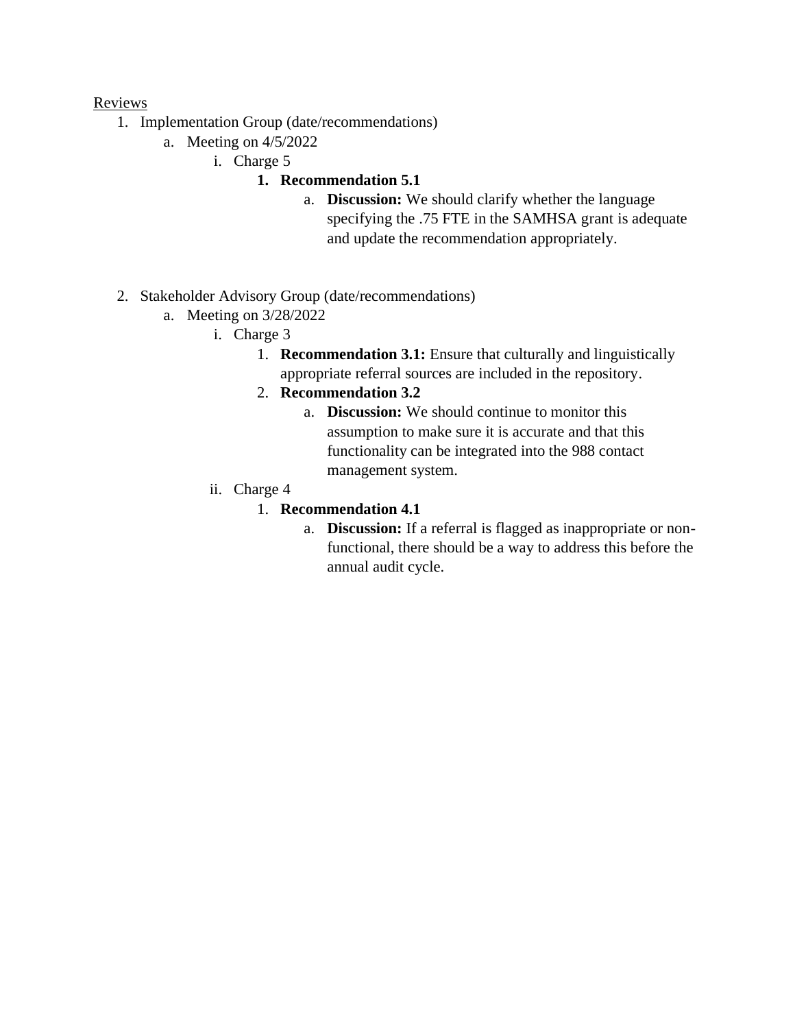<u>Reviews</u>

1. Implementation Group (date/recommendations)
    a. Meeting on 4/5/2022
        i. Charge 5
            1. **Recommendation 5.1**
                a. **Discussion:** We should clarify whether the language specifying the .75 FTE in the SAMHSA grant is adequate and update the recommendation appropriately.

2. Stakeholder Advisory Group (date/recommendations)
    a. Meeting on 3/28/2022
        i. Charge 3
            1. **Recommendation 3.1:** Ensure that culturally and linguistically appropriate referral sources are included in the repository.
            2. **Recommendation 3.2**
                a. **Discussion:** We should continue to monitor this assumption to make sure it is accurate and that this functionality can be integrated into the 988 contact management system.
        ii. Charge 4
            1. **Recommendation 4.1**
                a. **Discussion:** If a referral is flagged as inappropriate or non-functional, there should be a way to address this before the annual audit cycle.